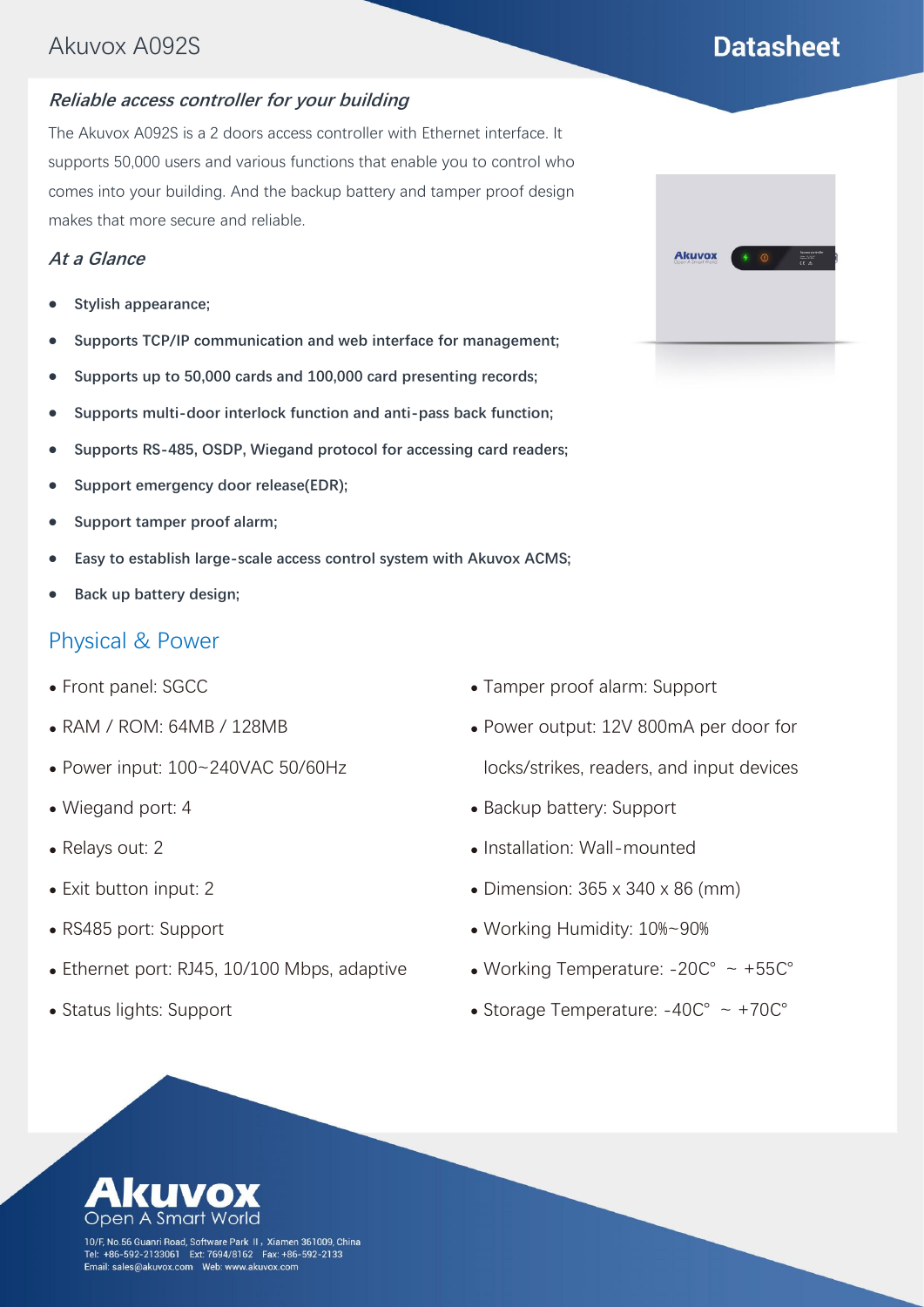# Akuvox A092S

**Datasheet**

### *Reliable access controller for your building*

The Akuvox A092S is a 2 doors access controller with Ethernet interface. It supports 50,000 users and various functions that enable you to control who comes into your building. And the backup battery and tamper proof design makes that more secure and reliable.

### *At a Glance*

- **Stylish appearance;**
- **Supports TCP/IP communication and web interface for management;**
- **Supports up to 50,000 cards and 100,000 card presenting records;**
- **Supports multi-door interlock function and anti-pass back function;**
- **Supports RS-485, OSDP, Wiegand protocol for accessing card readers;**
- **Support emergency door release(EDR);**
- **Support tamper proof alarm;**
- **Easy to establish large-scale access control system with Akuvox ACMS;**
- **Back up battery design;**

## Physical & Power

- Front panel: SGCC
- RAM / ROM: 64MB / 128MB
- Power input: 100~240VAC 50/60Hz
- Wiegand port: 4
- Relays out: 2
- Exit button input: 2
- RS485 port: Support
- Ethernet port: RJ45, 10/100 Mbps, adaptive
- Status lights: Support
- Tamper proof alarm: Support
- Power output: 12V 800mA per door for locks/strikes, readers, and input devices
- Backup battery: Support
- Installation: Wall-mounted
- Dimension: 365 x 340 x 86 (mm)
- Working Humidity: 10%~90%
- Working Temperature: -20C° ~ +55C°
- Storage Temperature: -40C° ~ +70C°

**Akuvox**
Open A Smart World

10/F, No.56 Guanri Road, Software Park Ⅱ, Xiamen 361009, China
Tel: +86-592-2133061 Ext: 7694/8162 Fax: +86-592-2133
Email: sales@akuvox.com Web: www.akuvox.com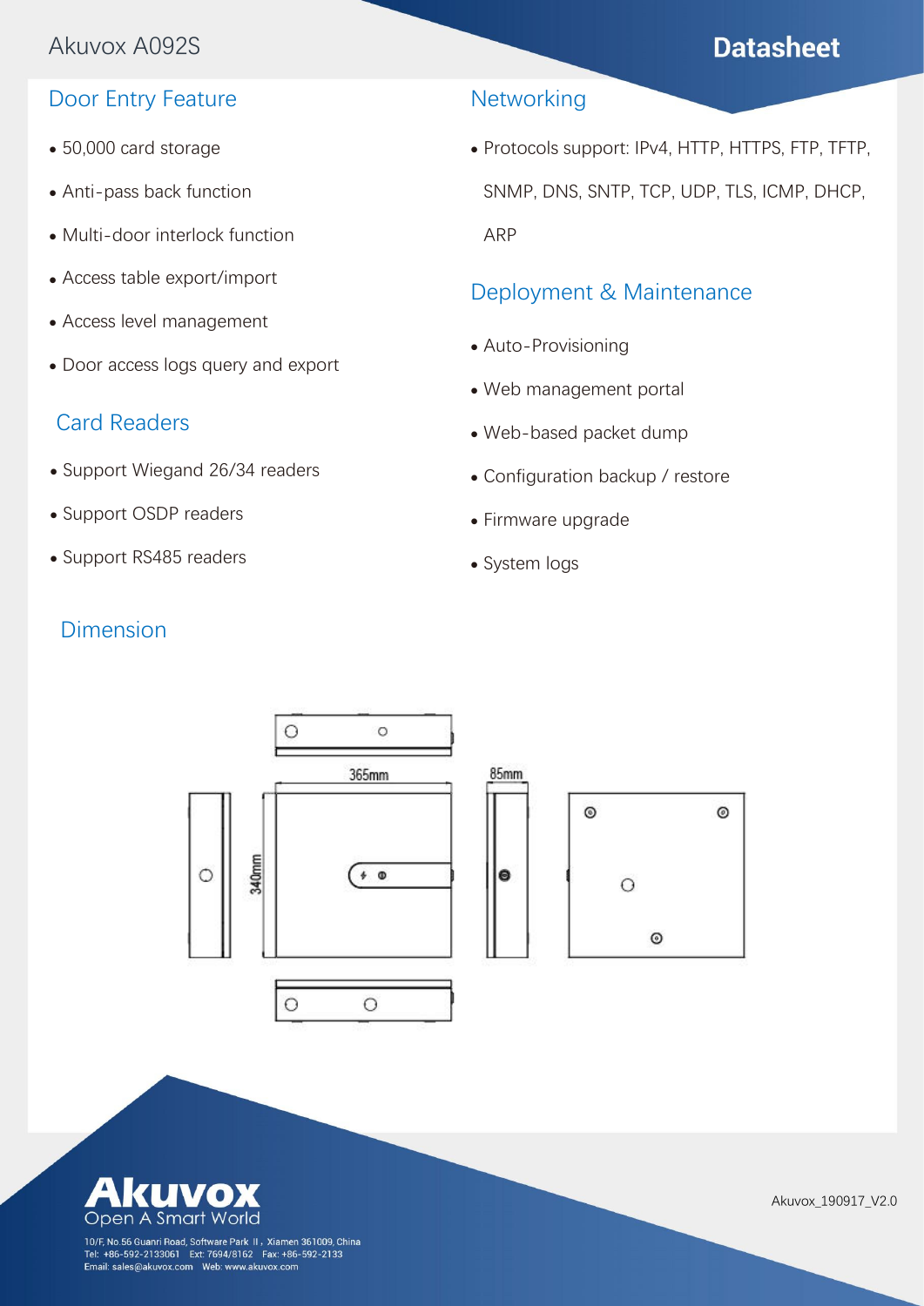## Door Entry Feature

- 50,000 card storage
- Anti-pass back function
- Multi-door interlock function
- Access table export/import
- Access level management
- Door access logs query and export

## Card Readers

- Support Wiegand 26/34 readers
- Support OSDP readers
- Support RS485 readers

## Networking

- Protocols support: IPv4, HTTP, HTTPS, FTP, TFTP, SNMP, DNS, SNTP, TCP, UDP, TLS, ICMP, DHCP, ARP

## Deployment & Maintenance

- Auto-Provisioning
- Web management portal
- Web-based packet dump
- Configuration backup / restore
- Firmware upgrade
- System logs

## Dimension

365mm

340mm

85mm

Akuvox
Open A Smart World

10/F, No.56 Guanri Road, Software Park Ⅱ, Xiamen 361009, China
Tel: +86-592-2133061 Ext: 7694/8162 Fax: +86-592-2133
Email: sales@akuvox.com Web: www.akuvox.com

Akuvox_190917_V2.0